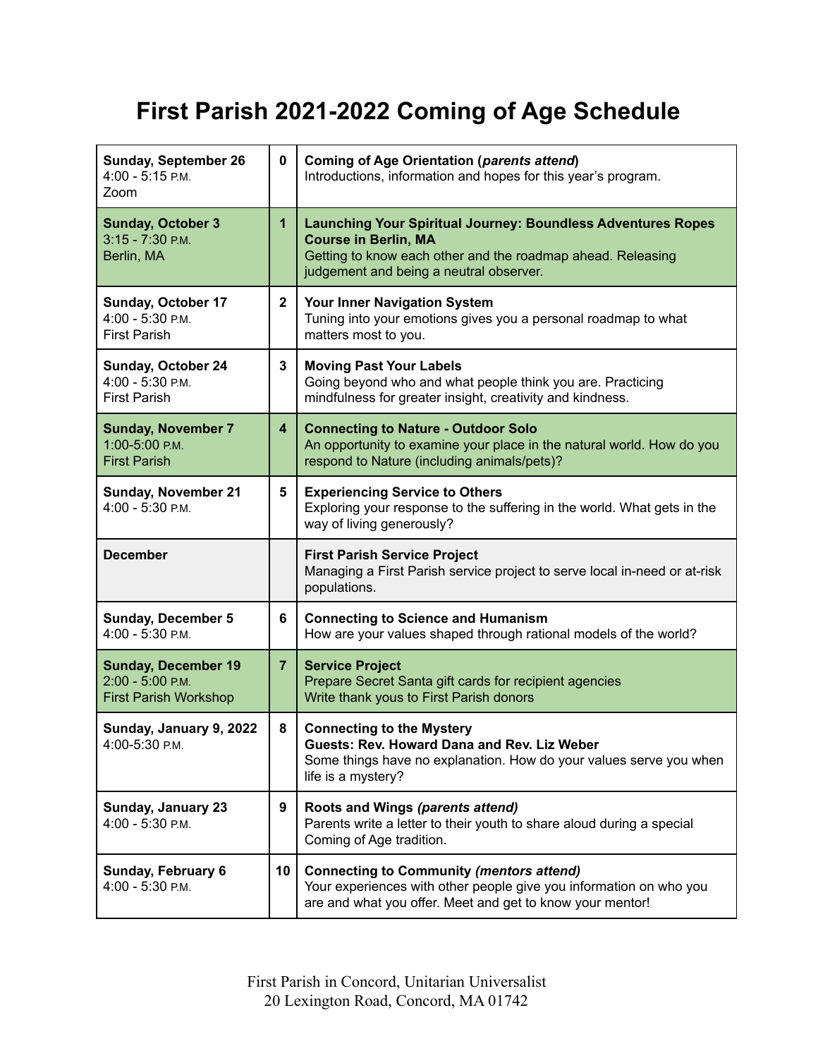# First Parish 2021-2022 Coming of Age Schedule

| Date / Time / Location | # | Session |
|---|---|---|
| **Sunday, September 26**<br>4:00 - 5:15 P.M.<br>Zoom | **0** | **Coming of Age Orientation (*parents attend*)**<br>Introductions, information and hopes for this year's program. |
| **Sunday, October 3**<br>3:15 - 7:30 P.M.<br>Berlin, MA | **1** | **Launching Your Spiritual Journey: Boundless Adventures Ropes Course in Berlin, MA**<br>Getting to know each other and the roadmap ahead. Releasing judgement and being a neutral observer. |
| **Sunday, October 17**<br>4:00 - 5:30 P.M.<br>First Parish | **2** | **Your Inner Navigation System**<br>Tuning into your emotions gives you a personal roadmap to what matters most to you. |
| **Sunday, October 24**<br>4:00 - 5:30 P.M.<br>First Parish | **3** | **Moving Past Your Labels**<br>Going beyond who and what people think you are. Practicing mindfulness for greater insight, creativity and kindness. |
| **Sunday, November 7**<br>1:00-5:00 P.M.<br>First Parish | **4** | **Connecting to Nature - Outdoor Solo**<br>An opportunity to examine your place in the natural world. How do you respond to Nature (including animals/pets)? |
| **Sunday, November 21**<br>4:00 - 5:30 P.M. | **5** | **Experiencing Service to Others**<br>Exploring your response to the suffering in the world. What gets in the way of living generously? |
| **December** | | **First Parish Service Project**<br>Managing a First Parish service project to serve local in-need or at-risk populations. |
| **Sunday, December 5**<br>4:00 - 5:30 P.M. | **6** | **Connecting to Science and Humanism**<br>How are your values shaped through rational models of the world? |
| **Sunday, December 19**<br>2:00 - 5:00 P.M.<br>First Parish Workshop | **7** | **Service Project**<br>Prepare Secret Santa gift cards for recipient agencies<br>Write thank yous to First Parish donors |
| **Sunday, January 9, 2022**<br>4:00-5:30 P.M. | **8** | **Connecting to the Mystery**<br>**Guests: Rev. Howard Dana and Rev. Liz Weber**<br>Some things have no explanation. How do your values serve you when life is a mystery? |
| **Sunday, January 23**<br>4:00 - 5:30 P.M. | **9** | **Roots and Wings *(parents attend)***<br>Parents write a letter to their youth to share aloud during a special Coming of Age tradition. |
| **Sunday, February 6**<br>4:00 - 5:30 P.M. | **10** | **Connecting to Community *(mentors attend)***<br>Your experiences with other people give you information on who you are and what you offer. Meet and get to know your mentor! |

First Parish in Concord, Unitarian Universalist
20 Lexington Road, Concord, MA 01742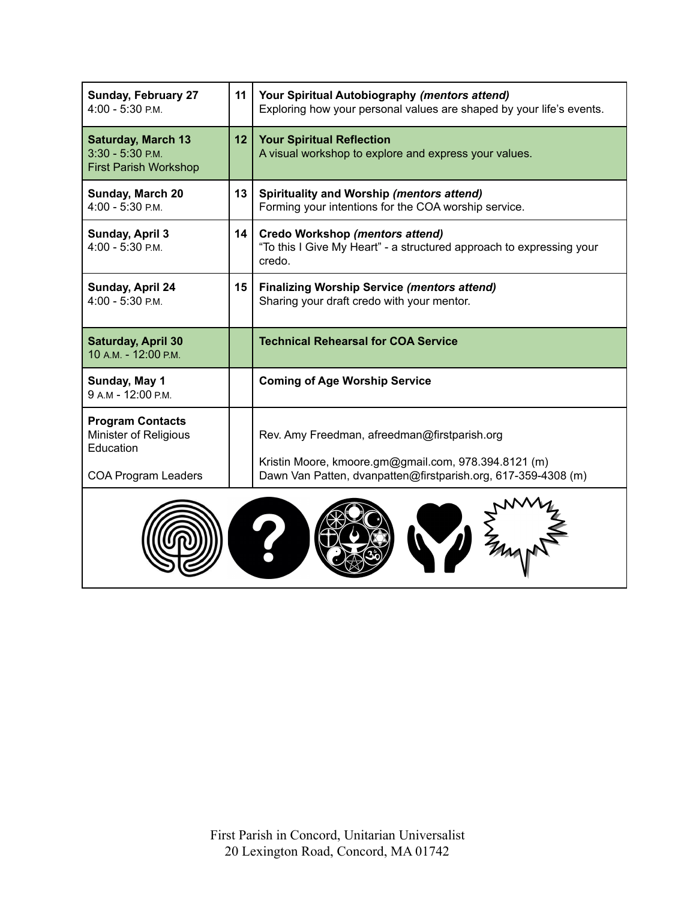| | | |
|---|---|---|
| **Sunday, February 27**<br>4:00 - 5:30 P.M. | **11** | **Your Spiritual Autobiography *(mentors attend)***<br>Exploring how your personal values are shaped by your life's events. |
| **Saturday, March 13**<br>3:30 - 5:30 P.M.<br>First Parish Workshop | **12** | **Your Spiritual Reflection**<br>A visual workshop to explore and express your values. |
| **Sunday, March 20**<br>4:00 - 5:30 P.M. | **13** | **Spirituality and Worship *(mentors attend)***<br>Forming your intentions for the COA worship service. |
| **Sunday, April 3**<br>4:00 - 5:30 P.M. | **14** | **Credo Workshop *(mentors attend)***<br>"To this I Give My Heart" - a structured approach to expressing your credo. |
| **Sunday, April 24**<br>4:00 - 5:30 P.M. | **15** | **Finalizing Worship Service *(mentors attend)***<br>Sharing your draft credo with your mentor. |
| **Saturday, April 30**<br>10 A.M. - 12:00 P.M. | | **Technical Rehearsal for COA Service** |
| **Sunday, May 1**<br>9 A.M - 12:00 P.M. | | **Coming of Age Worship Service** |
| **Program Contacts**<br>Minister of Religious Education<br><br>COA Program Leaders | | Rev. Amy Freedman, afreedman@firstparish.org<br><br>Kristin Moore, kmoore.gm@gmail.com, 978.394.8121 (m)<br>Dawn Van Patten, dvanpatten@firstparish.org, 617-359-4308 (m) |

First Parish in Concord, Unitarian Universalist
20 Lexington Road, Concord, MA 01742